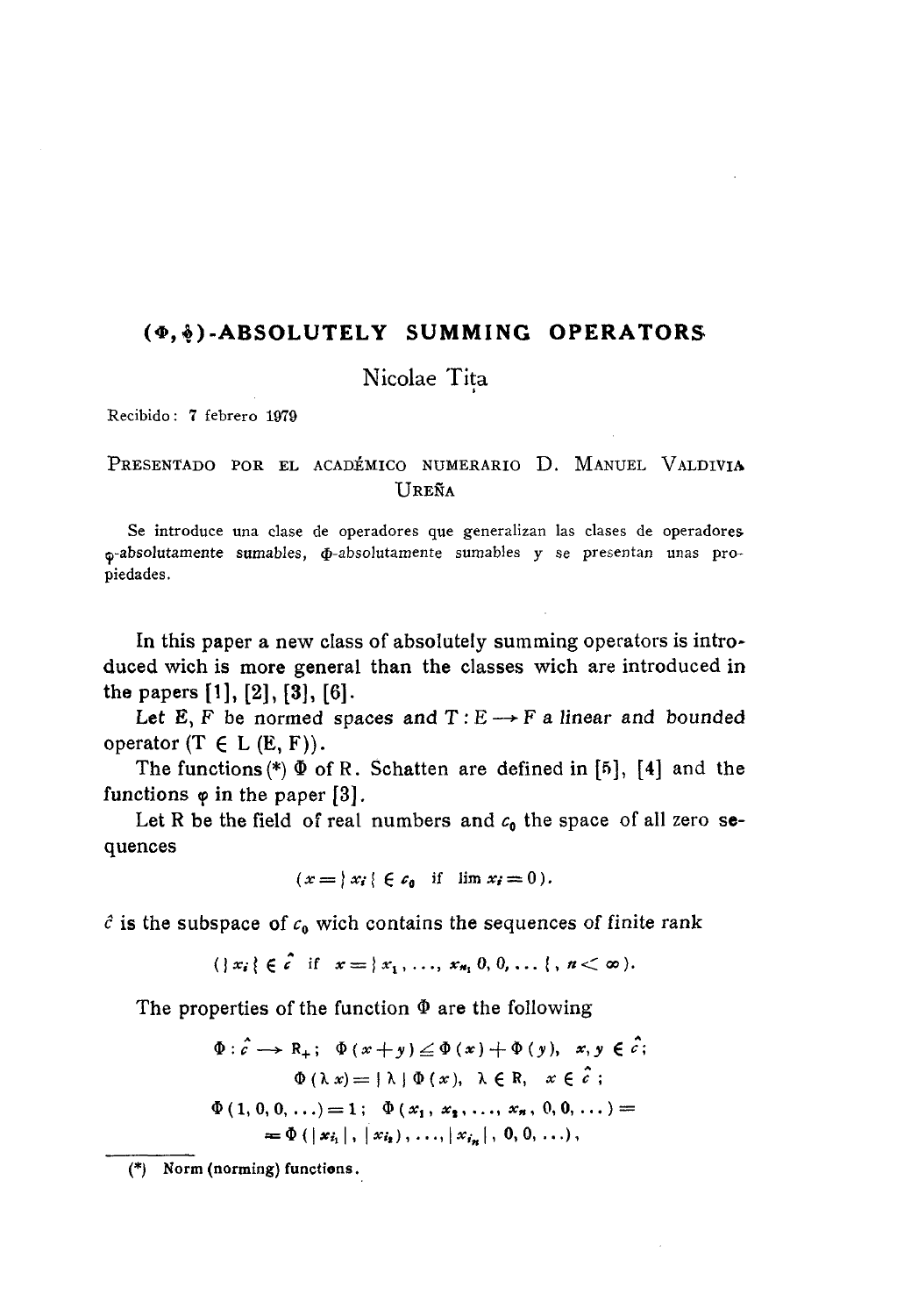# $(\Phi, \phi)$-ABSOLUTELY SUMMING OPERATORS

Nicolae Tiţa

Recibido: 7 febrero 1979

PRESENTADO POR EL ACADÉMICO NUMERARIO D. MANUEL VALDIVIA UREÑA

Se introduce una clase de operadores que generalizan las clases de operadores $\varphi$-absolutamente sumables, $\Phi$-absolutamente sumables y se presentan unas propiedades.

In this paper a new class of absolutely summing operators is introduced wich is more general than the classes wich are introduced in the papers [1], [2], [3], [6].

Let E, F be normed spaces and $T : E \longrightarrow F$ a linear and bounded operator ($T \in L(E, F)$).

The functions(*) $\Phi$ of R. Schatten are defined in [5], [4] and the functions $\varphi$ in the paper [3].

Let R be the field of real numbers and $c_0$ the space of all zero sequences

$$(x = \{ x_i \} \in c_0 \quad \text{if} \quad \lim x_i = 0).$$

$\hat{c}$ is the subspace of $c_0$ wich contains the sequences of finite rank

$$(\{ x_i \} \in \hat{c} \quad \text{if} \quad x = \{ x_1, \ldots, x_n, 0, 0, \ldots \}, \; n < \infty).$$

The properties of the function $\Phi$ are the following

$$\Phi : \hat{c} \longrightarrow R_+ ; \quad \Phi(x+y) \leq \Phi(x) + \Phi(y), \quad x, y \in \hat{c};$$

$$\Phi(\lambda x) = |\lambda| \, \Phi(x), \quad \lambda \in R, \quad x \in \hat{c};$$

$$\Phi(1, 0, 0, \ldots) = 1; \quad \Phi(x_1, x_2, \ldots, x_n, 0, 0, \ldots) =$$
$$= \Phi(|x_{i_1}|, |x_{i_2}|, \ldots, |x_{i_n}|, 0, 0, \ldots),$$

(*) Norm (norming) functions.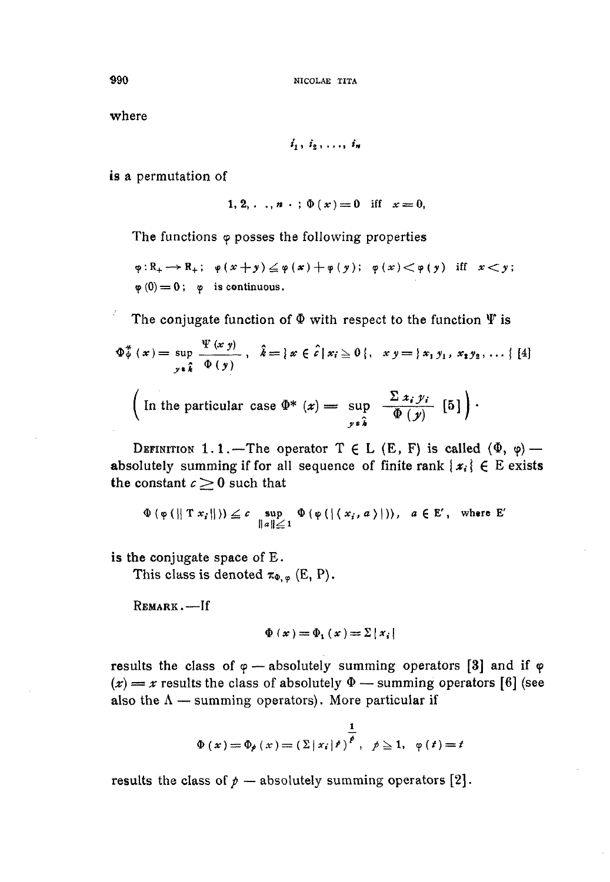where

$$i_1, i_2, \ldots, i_n$$

is a permutation of

$$1, 2, \ldots, n \cdot ; \ \Phi(x) = 0 \ \text{ iff } \ x = 0,$$

The functions $\varphi$ posses the following properties

$$\varphi : R_+ \to R_+ ; \ \ \varphi(x+y) \leq \varphi(x) + \varphi(y) ; \ \ \varphi(x) < \varphi(y) \ \text{ iff } \ x < y ;$$
$$\varphi(0) = 0 ; \ \ \varphi \ \text{ is continuous.}$$

The conjugate function of $\Phi$ with respect to the function $\Psi$ is

$$\Phi^*_\Psi(x) = \sup_{y \in \hat{k}} \frac{\Psi(x\,y)}{\Phi(y)}, \quad \hat{k} = \{ x \in \hat{c} \,|\, x_i \geq 0 \}, \quad x\,y = \{ x_1 y_1, x_2 y_2, \ldots \} \ [4]$$

$$\left( \text{In the particular case } \Phi^*(x) = \sup_{y \in \hat{k}} \frac{\Sigma\, x_i\, y_i}{\Phi(y)} \ [5] \right).$$

DEFINITION 1.1.—The operator $T \in L(E, F)$ is called $(\Phi, \varphi)$ — absolutely summing if for all sequence of finite rank $\{x_i\} \in E$ exists the constant $c \geq 0$ such that

$$\Phi(\varphi(\|T x_i\|)) \leq c \sup_{\|a\| \leq 1} \Phi(\varphi(|\langle x_i, a\rangle|)), \quad a \in E', \quad \text{where } E'$$

is the conjugate space of E.

This class is denoted $\pi_{\Phi, \varphi}(E, P)$.

REMARK.—If

$$\Phi(x) = \Phi_1(x) = \Sigma |x_i|$$

results the class of $\varphi$ — absolutely summing operators [3] and if $\varphi(x) = x$ results the class of absolutely $\Phi$ — summing operators [6] (see also the $\Lambda$ — summing operators). More particular if

$$\Phi(x) = \Phi_p(x) = (\Sigma |x_i|^p)^{\frac{1}{p}}, \quad p \geq 1, \quad \varphi(t) = t$$

results the class of $p$ — absolutely summing operators [2].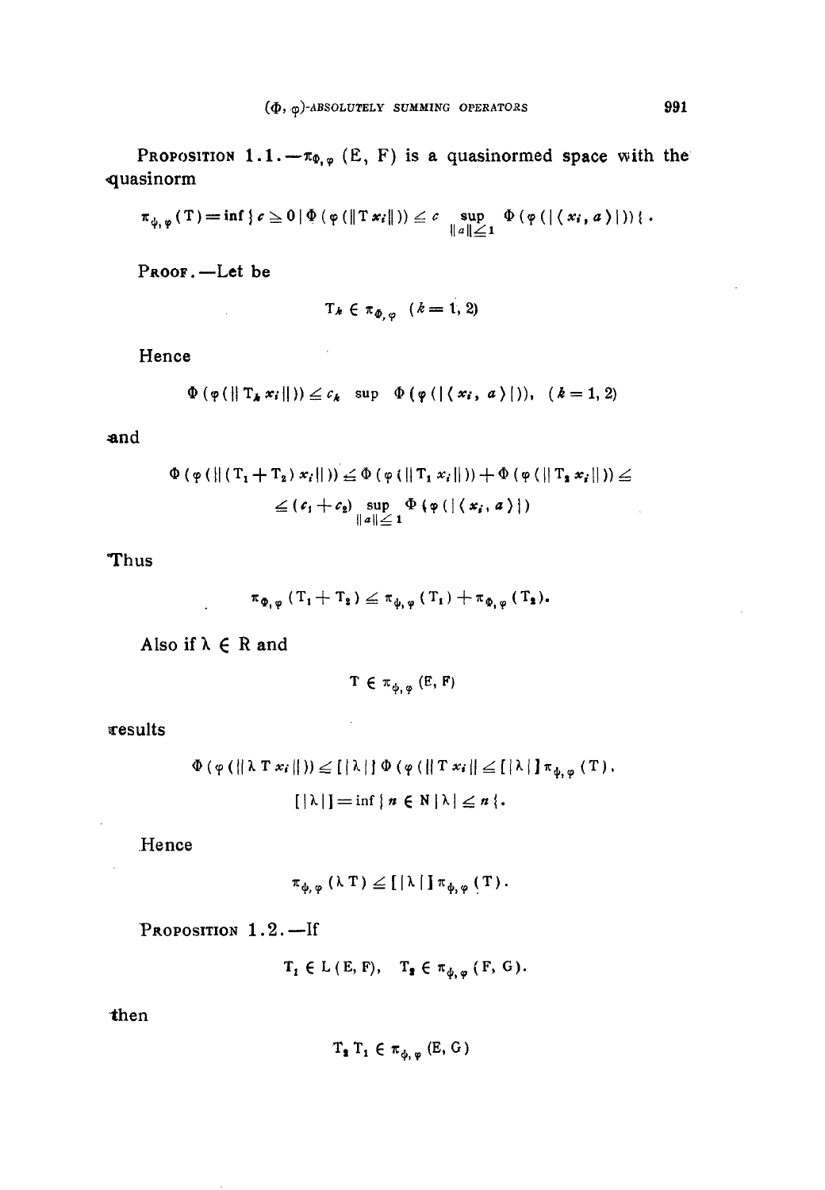**Proposition 1.1.**—$\pi_{\Phi,\varphi}(E, F)$ is a quasinormed space with the quasinorm

$$\pi_{\Phi,\varphi}(T) = \inf \{ c \geq 0 \mid \Phi(\varphi(\|Tx_i\|)) \leq c \sup_{\|a\| \leq 1} \Phi(\varphi(|\langle x_i, a\rangle|)) \}.$$

**Proof.**—Let be

$$T_k \in \pi_{\Phi,\varphi} \quad (k = 1, 2)$$

Hence

$$\Phi(\varphi(\|T_k x_i\|)) \leq c_k \sup \Phi(\varphi(|\langle x_i, a\rangle|)), \quad (k = 1, 2)$$

and

$$\Phi(\varphi(\|(T_1 + T_2)x_i\|)) \leq \Phi(\varphi(\|T_1 x_i\|)) + \Phi(\varphi(\|T_2 x_i\|)) \leq$$
$$\leq (c_1 + c_2) \sup_{\|a\| \leq 1} \Phi(\varphi(|\langle x_i, a\rangle|))$$

Thus

$$\pi_{\Phi,\varphi}(T_1 + T_2) \leq \pi_{\Phi,\varphi}(T_1) + \pi_{\Phi,\varphi}(T_2).$$

Also if $\lambda \in R$ and

$$T \in \pi_{\Phi,\varphi}(E, F)$$

results

$$\Phi(\varphi(\|\lambda T x_i\|)) \leq [|\lambda|] \Phi(\varphi(\|T x_i\| \leq [|\lambda|] \pi_{\Phi,\varphi}(T),$$
$$[|\lambda|] = \inf \{ n \in N \mid |\lambda| \leq n \}.$$

Hence

$$\pi_{\Phi,\varphi}(\lambda T) \leq [|\lambda|] \pi_{\Phi,\varphi}(T).$$

**Proposition 1.2.**—If

$$T_1 \in L(E, F), \quad T_2 \in \pi_{\Phi,\varphi}(F, G).$$

then

$$T_2 T_1 \in \pi_{\Phi,\varphi}(E, G)$$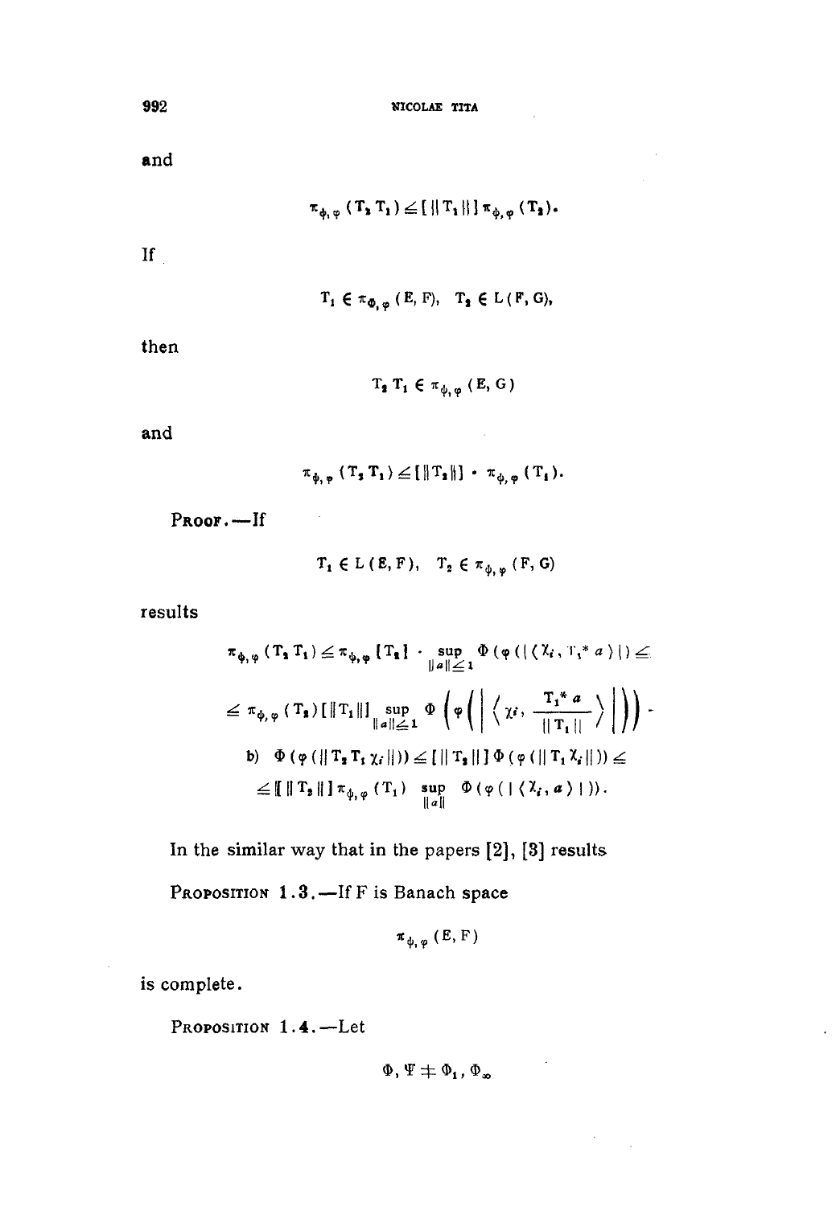and

$$\pi_{\phi,\varphi}(T_2 T_1) \leq [\|T_1\|]\, \pi_{\phi,\varphi}(T_2).$$

If

$$T_1 \in \pi_{\Phi,\varphi}(E, F), \quad T_2 \in L(F, G),$$

then

$$T_2 T_1 \in \pi_{\phi,\varphi}(E, G)$$

and

$$\pi_{\phi,\varphi}(T_2 T_1) \leq [\|T_2\|] \cdot \pi_{\phi,\varphi}(T_1).$$

PROOF.—If

$$T_1 \in L(E, F), \quad T_2 \in \pi_{\phi,\varphi}(F, G)$$

results

$$\pi_{\phi,\varphi}(T_2 T_1) \leq \pi_{\phi,\varphi}[T_2] \cdot \sup_{\|a\| \leq 1} \Phi(\varphi(|\langle \chi_i, T_1^* a \rangle|) \leq$$

$$\leq \pi_{\phi,\varphi}(T_2)[\|T_1\|] \sup_{\|a\| \leq 1} \Phi\left(\varphi\left(\left|\left\langle \chi_i, \frac{T_1^* a}{\|T_1\|}\right\rangle\right|\right)\right).$$

$$\text{b)} \quad \Phi(\varphi(\|T_2 T_1 \chi_i\|)) \leq [\|T_2\|]\, \Phi(\varphi(\|T_1 \chi_i\|)) \leq$$

$$\leq [\|T_2\|]\, \pi_{\phi,\varphi}(T_1) \sup_{\|a\|} \Phi(\varphi(|\langle \chi_i, a \rangle|)).$$

In the similar way that in the papers [2], [3] results

PROPOSITION 1.3.—If F is Banach space

$$\pi_{\phi,\varphi}(E, F)$$

is complete.

PROPOSITION 1.4.—Let

$$\Phi, \Psi \neq \Phi_1, \Phi_\infty$$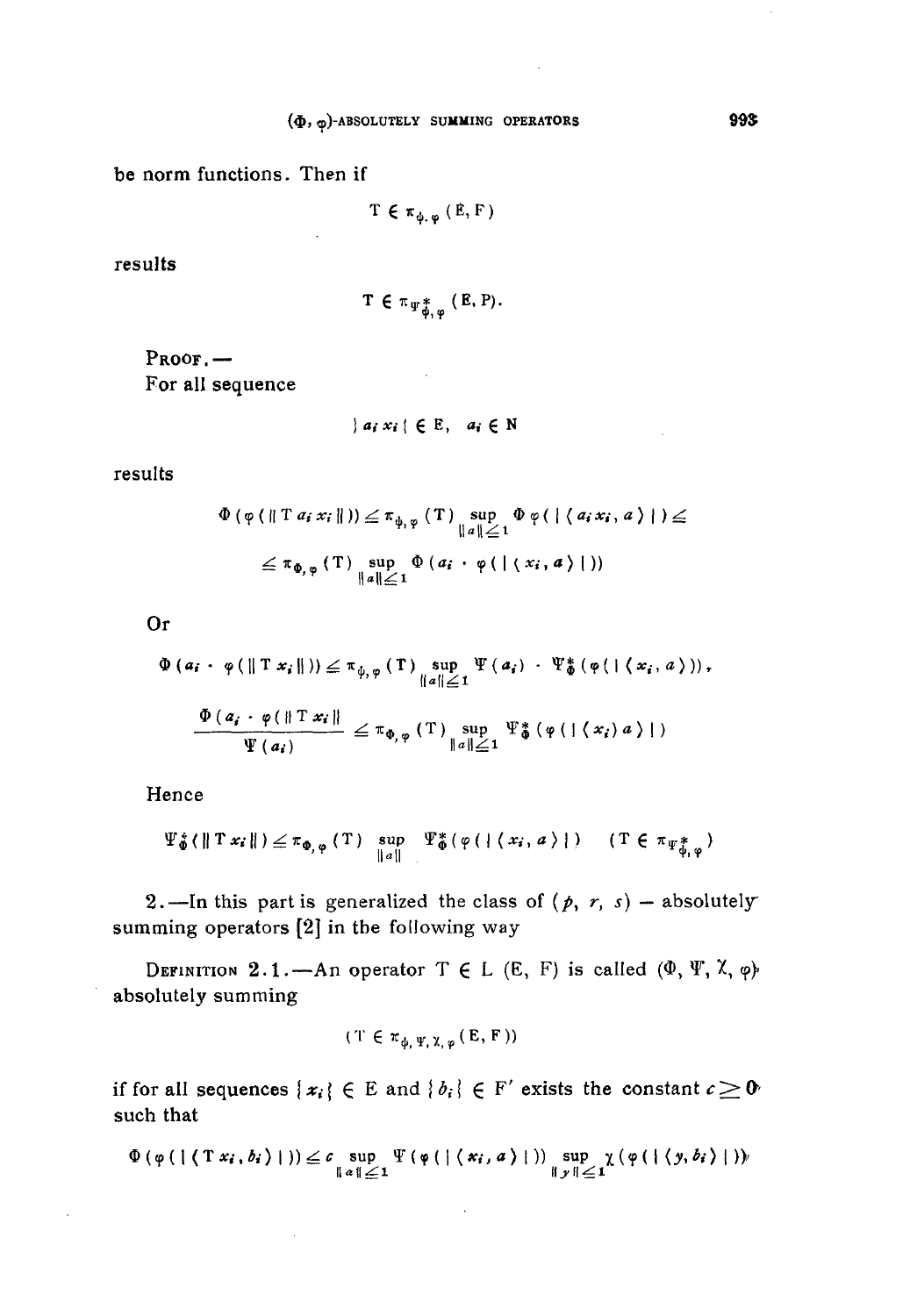be norm functions. Then if

$$T \in \pi_{\Phi, \varphi}(E, F)$$

results

$$T \in \pi_{\Psi^*_{\Phi}, \varphi}(E, P).$$

PROOF. —
For all sequence

$$\{ a_i x_i \} \in E, \quad a_i \in N$$

results

$$\Phi(\varphi(\| T a_i x_i \|)) \leq \pi_{\Phi, \varphi}(T) \sup_{\|a\| \leq 1} \Phi \varphi(|\langle a_i x_i, a \rangle|) \leq$$

$$\leq \pi_{\Phi, \varphi}(T) \sup_{\|a\| \leq 1} \Phi(a_i \cdot \varphi(|\langle x_i, a \rangle|))$$

Or

$$\Phi(a_i \cdot \varphi(\| T x_i \|)) \leq \pi_{\Phi, \varphi}(T) \sup_{\|a\| \leq 1} \Psi(a_i) \cdot \Psi^*_{\Phi}(\varphi(|\langle x_i, a \rangle)),$$

$$\frac{\Phi(a_i \cdot \varphi(\| T x_i \|)}{\Psi(a_i)} \leq \pi_{\Phi, \varphi}(T) \sup_{\|a\| \leq 1} \Psi^*_{\Phi}(\varphi(|\langle x_i) a \rangle|)$$

Hence

$$\Psi^*_{\Phi}(\| T x_i \|) \leq \pi_{\Phi, \varphi}(T) \sup_{\|a\|} \Psi^*_{\Phi}(\varphi(|\langle x_i, a \rangle|) \qquad (T \in \pi_{\Psi^*_{\Phi}, \varphi})$$

2.—In this part is generalized the class of $(p, r, s)$ — absolutely summing operators [2] in the following way

DEFINITION 2.1.—An operator $T \in L(E, F)$ is called $(\Phi, \Psi, \chi, \varphi)$-absolutely summing

$$(T \in \pi_{\Phi, \Psi, \chi, \varphi}(E, F))$$

if for all sequences $\{x_i\} \in E$ and $\{b_i\} \in F'$ exists the constant $c \geq 0$ such that

$$\Phi(\varphi(|\langle T x_i, b_i \rangle|)) \leq c \sup_{\|a\| \leq 1} \Psi(\varphi(|\langle x_i, a \rangle|)) \sup_{\|y\| \leq 1} \chi(\varphi(|\langle y, b_i \rangle|))$$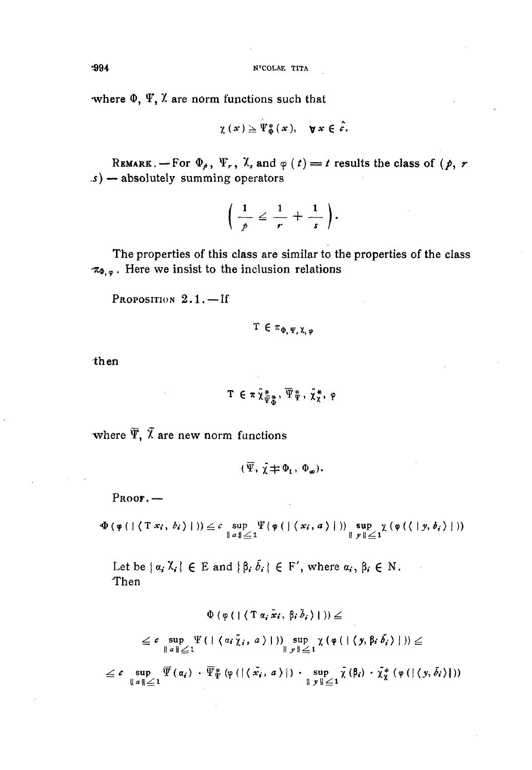where $\Phi$, $\Psi$, $\chi$ are norm functions such that

$$\chi(x) \geq \Psi_{\Phi}^{*}(x), \quad \forall x \in \hat{c}.$$

**Remark.** — For $\Phi_p$, $\Psi_r$, $\chi_s$ and $\varphi(t) = t$ results the class of $(p, r, s)$ — absolutely summing operators

$$\left( \frac{1}{p} \leq \frac{1}{r} + \frac{1}{s} \right).$$

The properties of this class are similar to the properties of the class $\pi_{\Phi, \varphi}$. Here we insist to the inclusion relations

**Proposition 2.1.** — If

$$T \in \pi_{\Phi, \Psi, \chi, \varphi}$$

then

$$T \in \pi_{\bar{\chi}^{*}_{\bar{\Psi}^{*}_{\Phi}},\ \bar{\Psi}^{*}_{\Psi},\ \bar{\chi}^{*}_{\chi},\ \varphi}$$

where $\bar{\Psi}$, $\bar{\chi}$ are new norm functions

$$(\bar{\Psi}, \bar{\chi} \neq \Phi_1, \Phi_\infty).$$

**Proof.** —

$$\Phi(\varphi(|\langle T x_i, b_i \rangle|)) \leq c \sup_{\|a\| \leq 1} \Psi(\varphi(|\langle x_i, a \rangle|)) \sup_{\|y\| \leq 1} \chi(\varphi(\langle |y, b_i \rangle|))$$

Let be $\{\alpha_i \chi_i\} \in E$ and $\{\beta_i \bar{b}_i\} \in F'$, where $\alpha_i, \beta_i \in N$.
Then

$$\Phi(\varphi(|\langle T \alpha_i \bar{x}_i, \beta_i \bar{b}_i \rangle|)) \leq$$

$$\leq c \sup_{\|a\| \leq 1} \Psi(|\langle \alpha_i \bar{\chi}_i, a \rangle|)) \sup_{\|y\| \leq 1} \chi(\varphi(|\langle y, \beta_i \bar{b}_i \rangle|)) \leq$$

$$\leq c \sup_{\|a\| \leq 1} \bar{\Psi}(\alpha_i) \cdot \bar{\Psi}^{*}_{\Psi}(\varphi(|\langle \bar{x}_i, a \rangle|) \cdot \sup_{\|y\| \leq 1} \bar{\chi}(\beta_i) \cdot \bar{\chi}^{*}_{\chi}(\varphi(|\langle y, \bar{b}_i \rangle|))$$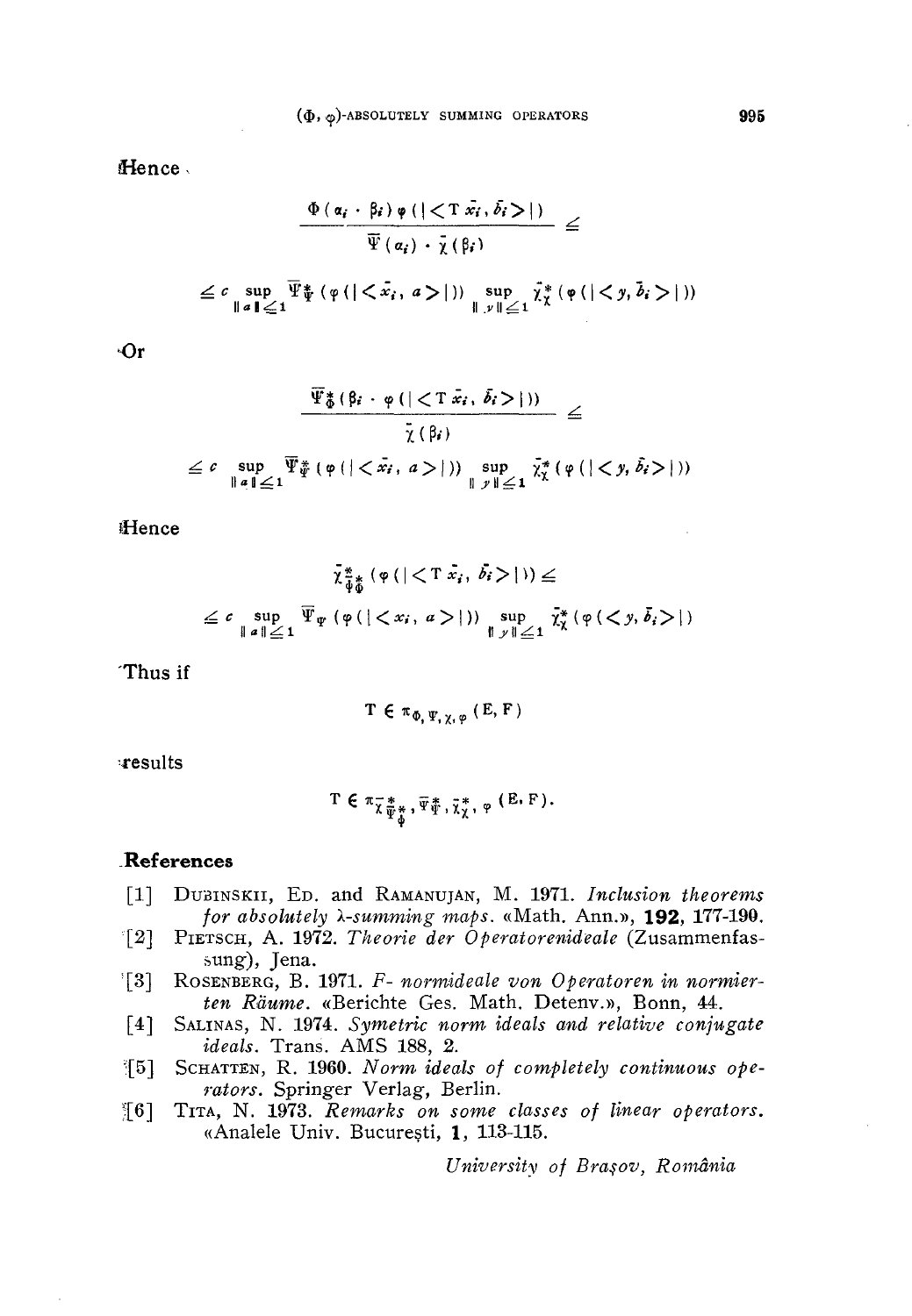Hence

$$\frac{\Phi(\alpha_i \cdot \beta_i)\,\varphi(|<T\bar{x}_i, \bar{b}_i>|)}{\overline{\Psi}(\alpha_i)\cdot\bar{\chi}(\beta_i)} \leq$$

$$\leq c \sup_{\|a\|\leq 1} \overline{\Psi}^*_{\Psi}(\varphi(|<\bar{x}_i, a>|)) \sup_{\|y\|\leq 1} \bar{\chi}^*_{\chi}(\varphi(|<y, \bar{b}_i>|))$$

Or

$$\frac{\overline{\Psi}^*_{\Phi}(\beta_i \cdot \varphi(|<T\bar{x}_i, \bar{b}_i>|))}{\bar{\chi}(\beta_i)} \leq$$

$$\leq c \sup_{\|a\|\leq 1} \overline{\Psi}^*_{\Psi}(\varphi(|<\bar{x}_i, a>|)) \sup_{\|y\|\leq 1} \bar{\chi}^*_{\chi}(\varphi(|<y, \bar{b}_i>|))$$

Hence

$$\bar{\chi}^*_{\overline{\Psi}^*_{\Phi}}(\varphi(|<T\bar{x}_i, \bar{b}_i>|)) \leq$$

$$\leq c \sup_{\|a\|\leq 1} \overline{\Psi}_{\Psi}(\varphi(|<x_i, a>|)) \sup_{\|y\|\leq 1} \bar{\chi}^*_{\chi}(\varphi(<y, \bar{b}_i>|)$$

Thus if

$$T \in \pi_{\Phi, \Psi, \chi, \varphi}(E, F)$$

results

$$T \in \pi_{\bar{\chi}^*_{\overline{\Psi}^*_{\Phi}}, \overline{\Psi}^*_{\Psi}, \bar{\chi}^*_{\chi}, \varphi}(E, F).$$

## References

[1] Dubinskii, Ed. and Ramanujan, M. 1971. *Inclusion theorems for absolutely λ-summing maps*. «Math. Ann.», **192**, 177-190.

[2] Pietsch, A. 1972. *Theorie der Operatorenideale* (Zusammenfassung), Jena.

[3] Rosenberg, B. 1971. *F- normideale von Operatoren in normierten Räume*. «Berichte Ges. Math. Detenv.», Bonn, 44.

[4] Salinas, N. 1974. *Symetric norm ideals and relative conjugate ideals*. Trans. AMS 188, 2.

[5] Schatten, R. 1960. *Norm ideals of completely continuous operators*. Springer Verlag, Berlin.

[6] Tita, N. 1973. *Remarks on some classes of linear operators*. «Analele Univ. București, **1**, 113-115.

*University of Brașov, România*